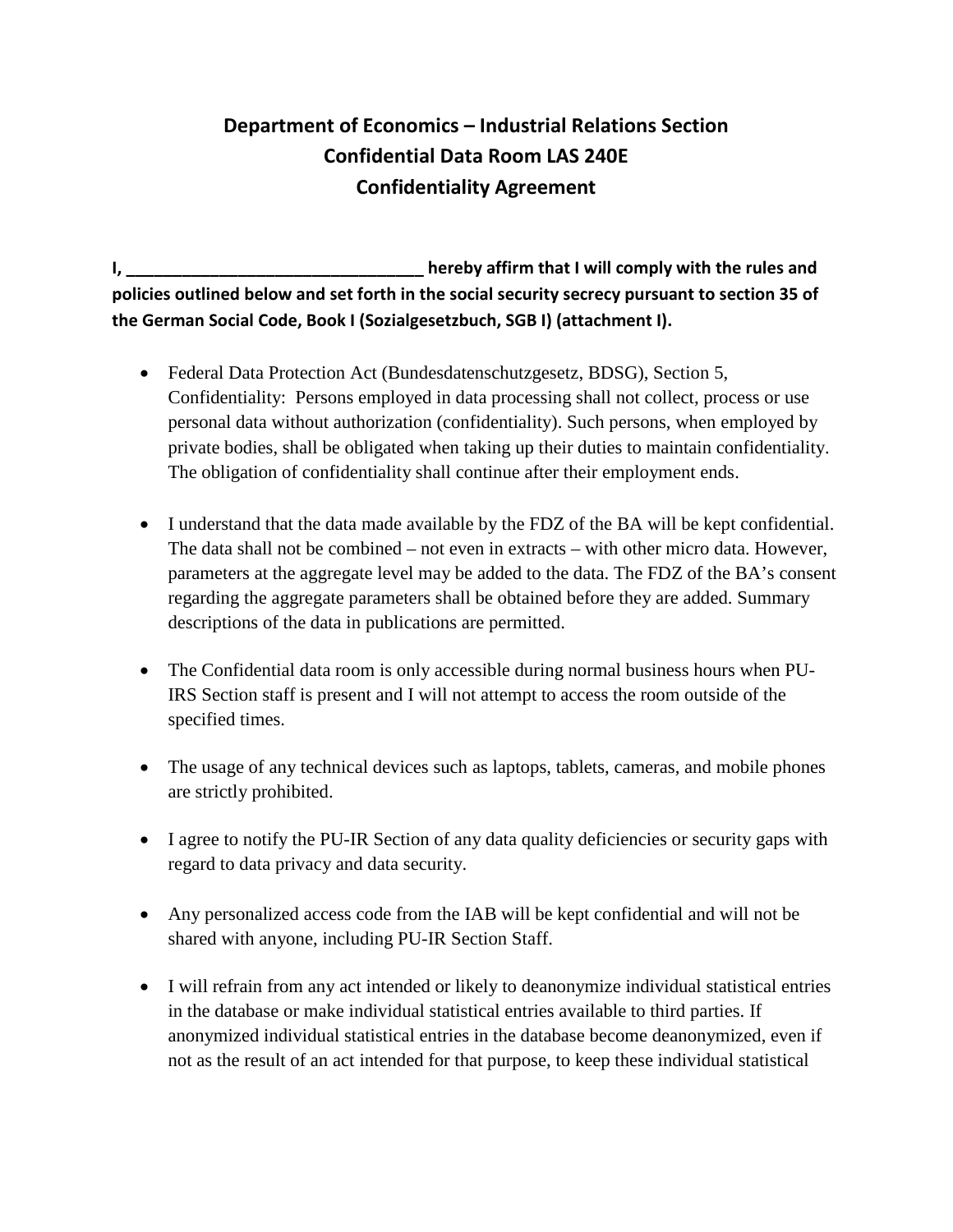# Department of Economics – Industrial Relations Section
# Confidential Data Room LAS 240E
# Confidentiality Agreement

**I, ________________________________ hereby affirm that I will comply with the rules and policies outlined below and set forth in the social security secrecy pursuant to section 35 of the German Social Code, Book I (Sozialgesetzbuch, SGB I) (attachment I).**

- Federal Data Protection Act (Bundesdatenschutzgesetz, BDSG), Section 5, Confidentiality: Persons employed in data processing shall not collect, process or use personal data without authorization (confidentiality). Such persons, when employed by private bodies, shall be obligated when taking up their duties to maintain confidentiality. The obligation of confidentiality shall continue after their employment ends.

- I understand that the data made available by the FDZ of the BA will be kept confidential. The data shall not be combined – not even in extracts – with other micro data. However, parameters at the aggregate level may be added to the data. The FDZ of the BA's consent regarding the aggregate parameters shall be obtained before they are added. Summary descriptions of the data in publications are permitted.

- The Confidential data room is only accessible during normal business hours when PU-IRS Section staff is present and I will not attempt to access the room outside of the specified times.

- The usage of any technical devices such as laptops, tablets, cameras, and mobile phones are strictly prohibited.

- I agree to notify the PU-IR Section of any data quality deficiencies or security gaps with regard to data privacy and data security.

- Any personalized access code from the IAB will be kept confidential and will not be shared with anyone, including PU-IR Section Staff.

- I will refrain from any act intended or likely to deanonymize individual statistical entries in the database or make individual statistical entries available to third parties. If anonymized individual statistical entries in the database become deanonymized, even if not as the result of an act intended for that purpose, to keep these individual statistical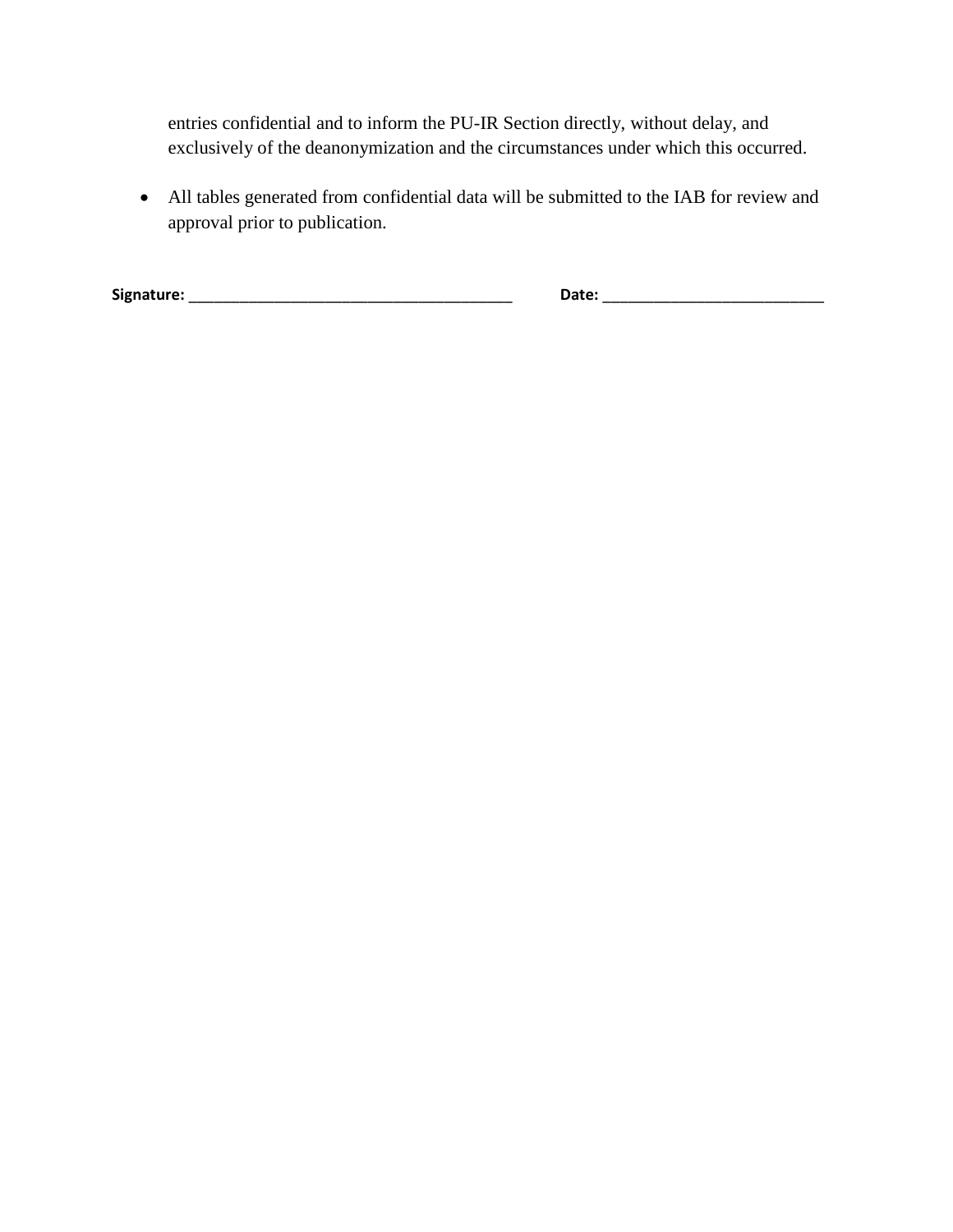entries confidential and to inform the PU-IR Section directly, without delay, and exclusively of the deanonymization and the circumstances under which this occurred.

- All tables generated from confidential data will be submitted to the IAB for review and approval prior to publication.

**Signature:** ________________________________________ **Date:** ___________________________